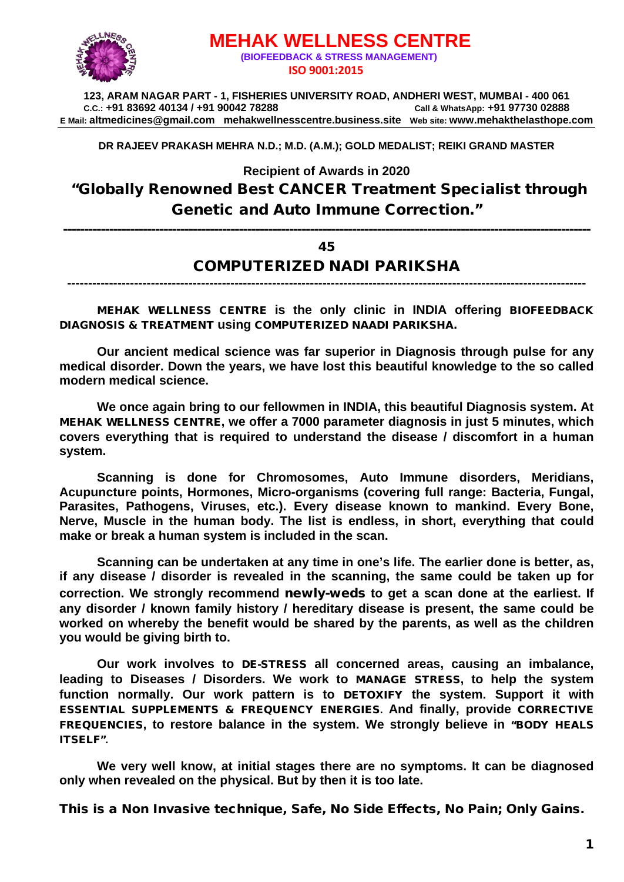# MEHAK WELLNESS CENTRE

**(BIOFEEDBACK & STRESS MANAGEMENT)**

**ISO 9001:2015**

**123, ARAM NAGAR PART - 1, FISHERIES UNIVERSITY ROAD, ANDHERI WEST, MUMBAI - 400 061**
**C.C.: +91 83692 40134 / +91 90042 78288** **Call & WhatsApp: +91 97730 02888**
**E Mail: altmedicines@gmail.com mehakwellnesscentre.business.site Web site: www.mehakthelasthope.com**

**DR RAJEEV PRAKASH MEHRA N.D.; M.D. (A.M.); GOLD MEDALIST; REIKI GRAND MASTER**

**Recipient of Awards in 2020**

## "Globally Renowned Best CANCER Treatment Specialist through Genetic and Auto Immune Correction."

---

**45**

## COMPUTERIZED NADI PARIKSHA

---

**MEHAK WELLNESS CENTRE is the only clinic in INDIA offering BIOFEEDBACK DIAGNOSIS & TREATMENT using COMPUTERIZED NAADI PARIKSHA.**

**Our ancient medical science was far superior in Diagnosis through pulse for any medical disorder. Down the years, we have lost this beautiful knowledge to the so called modern medical science.**

**We once again bring to our fellowmen in INDIA, this beautiful Diagnosis system. At MEHAK WELLNESS CENTRE, we offer a 7000 parameter diagnosis in just 5 minutes, which covers everything that is required to understand the disease / discomfort in a human system.**

**Scanning is done for Chromosomes, Auto Immune disorders, Meridians, Acupuncture points, Hormones, Micro-organisms (covering full range: Bacteria, Fungal, Parasites, Pathogens, Viruses, etc.). Every disease known to mankind. Every Bone, Nerve, Muscle in the human body. The list is endless, in short, everything that could make or break a human system is included in the scan.**

**Scanning can be undertaken at any time in one's life. The earlier done is better, as, if any disease / disorder is revealed in the scanning, the same could be taken up for correction. We strongly recommend newly-weds to get a scan done at the earliest. If any disorder / known family history / hereditary disease is present, the same could be worked on whereby the benefit would be shared by the parents, as well as the children you would be giving birth to.**

**Our work involves to DE-STRESS all concerned areas, causing an imbalance, leading to Diseases / Disorders. We work to MANAGE STRESS, to help the system function normally. Our work pattern is to DETOXIFY the system. Support it with ESSENTIAL SUPPLEMENTS & FREQUENCY ENERGIES. And finally, provide CORRECTIVE FREQUENCIES, to restore balance in the system. We strongly believe in "BODY HEALS ITSELF".**

**We very well know, at initial stages there are no symptoms. It can be diagnosed only when revealed on the physical. But by then it is too late.**

**This is a Non Invasive technique, Safe, No Side Effects, No Pain; Only Gains.**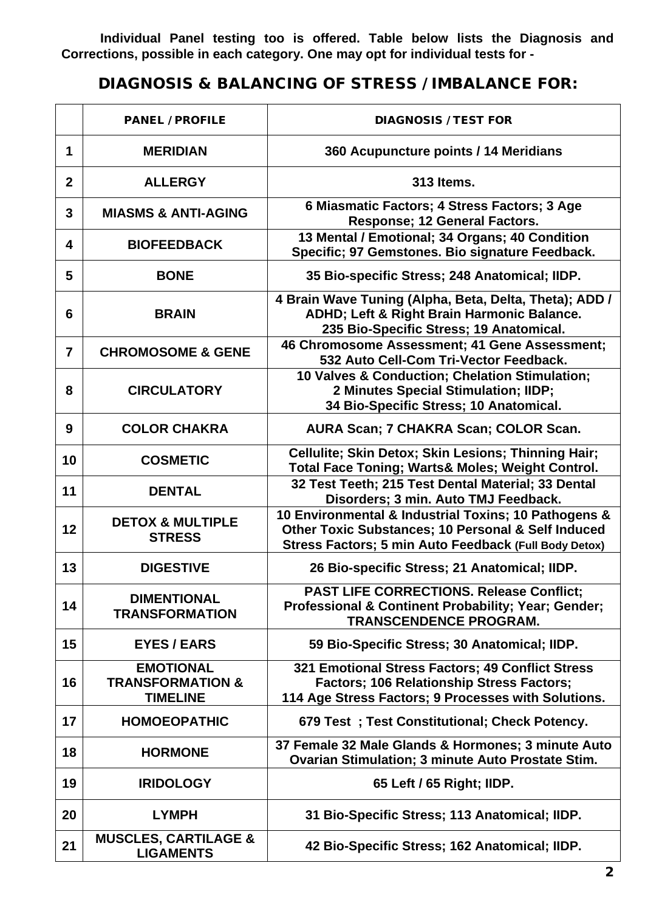**Individual Panel testing too is offered. Table below lists the Diagnosis and Corrections, possible in each category. One may opt for individual tests for -**

## DIAGNOSIS & BALANCING OF STRESS / IMBALANCE FOR:

| | PANEL / PROFILE | DIAGNOSIS / TEST FOR |
|---|---|---|
| 1 | **MERIDIAN** | **360 Acupuncture points / 14 Meridians** |
| 2 | **ALLERGY** | **313 Items.** |
| 3 | **MIASMS & ANTI-AGING** | **6 Miasmatic Factors; 4 Stress Factors; 3 Age Response; 12 General Factors.** |
| 4 | **BIOFEEDBACK** | **13 Mental / Emotional; 34 Organs; 40 Condition Specific; 97 Gemstones. Bio signature Feedback.** |
| 5 | **BONE** | **35 Bio-specific Stress; 248 Anatomical; IIDP.** |
| 6 | **BRAIN** | **4 Brain Wave Tuning (Alpha, Beta, Delta, Theta); ADD / ADHD; Left & Right Brain Harmonic Balance. 235 Bio-Specific Stress; 19 Anatomical.** |
| 7 | **CHROMOSOME & GENE** | **46 Chromosome Assessment; 41 Gene Assessment; 532 Auto Cell-Com Tri-Vector Feedback.** |
| 8 | **CIRCULATORY** | **10 Valves & Conduction; Chelation Stimulation; 2 Minutes Special Stimulation; IIDP; 34 Bio-Specific Stress; 10 Anatomical.** |
| 9 | **COLOR CHAKRA** | **AURA Scan; 7 CHAKRA Scan; COLOR Scan.** |
| 10 | **COSMETIC** | **Cellulite; Skin Detox; Skin Lesions; Thinning Hair; Total Face Toning; Warts& Moles; Weight Control.** |
| 11 | **DENTAL** | **32 Test Teeth; 215 Test Dental Material; 33 Dental Disorders; 3 min. Auto TMJ Feedback.** |
| 12 | **DETOX & MULTIPLE STRESS** | **10 Environmental & Industrial Toxins; 10 Pathogens & Other Toxic Substances; 10 Personal & Self Induced Stress Factors; 5 min Auto Feedback (Full Body Detox)** |
| 13 | **DIGESTIVE** | **26 Bio-specific Stress; 21 Anatomical; IIDP.** |
| 14 | **DIMENTIONAL TRANSFORMATION** | **PAST LIFE CORRECTIONS. Release Conflict; Professional & Continent Probability; Year; Gender; TRANSCENDENCE PROGRAM.** |
| 15 | **EYES / EARS** | **59 Bio-Specific Stress; 30 Anatomical; IIDP.** |
| 16 | **EMOTIONAL TRANSFORMATION & TIMELINE** | **321 Emotional Stress Factors; 49 Conflict Stress Factors; 106 Relationship Stress Factors; 114 Age Stress Factors; 9 Processes with Solutions.** |
| 17 | **HOMOEOPATHIC** | **679 Test ; Test Constitutional; Check Potency.** |
| 18 | **HORMONE** | **37 Female 32 Male Glands & Hormones; 3 minute Auto Ovarian Stimulation; 3 minute Auto Prostate Stim.** |
| 19 | **IRIDOLOGY** | **65 Left / 65 Right; IIDP.** |
| 20 | **LYMPH** | **31 Bio-Specific Stress; 113 Anatomical; IIDP.** |
| 21 | **MUSCLES, CARTILAGE & LIGAMENTS** | **42 Bio-Specific Stress; 162 Anatomical; IIDP.** |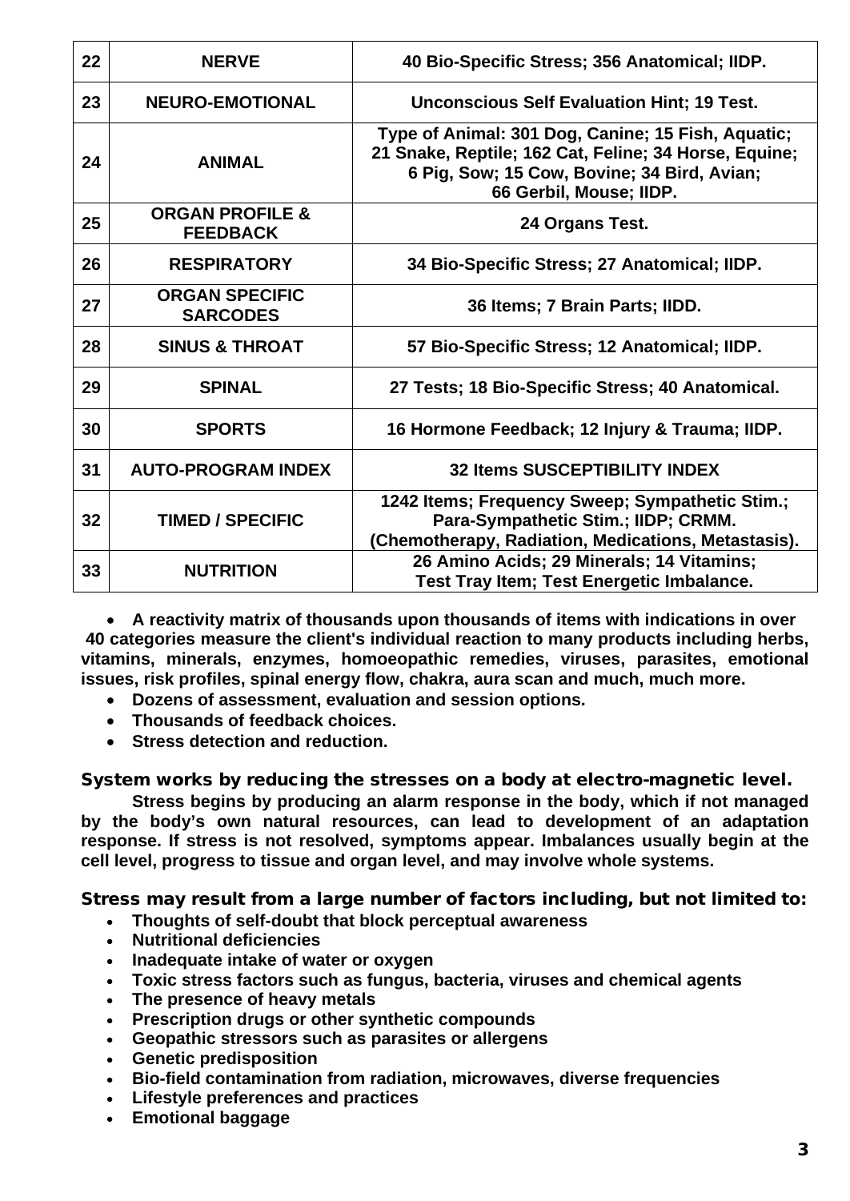| 22 | NERVE | 40 Bio-Specific Stress; 356 Anatomical; IIDP. |
|---|---|---|
| 23 | NEURO-EMOTIONAL | Unconscious Self Evaluation Hint; 19 Test. |
| 24 | ANIMAL | Type of Animal: 301 Dog, Canine; 15 Fish, Aquatic; 21 Snake, Reptile; 162 Cat, Feline; 34 Horse, Equine; 6 Pig, Sow; 15 Cow, Bovine; 34 Bird, Avian; 66 Gerbil, Mouse; IIDP. |
| 25 | ORGAN PROFILE & FEEDBACK | 24 Organs Test. |
| 26 | RESPIRATORY | 34 Bio-Specific Stress; 27 Anatomical; IIDP. |
| 27 | ORGAN SPECIFIC SARCODES | 36 Items; 7 Brain Parts; IIDD. |
| 28 | SINUS & THROAT | 57 Bio-Specific Stress; 12 Anatomical; IIDP. |
| 29 | SPINAL | 27 Tests; 18 Bio-Specific Stress; 40 Anatomical. |
| 30 | SPORTS | 16 Hormone Feedback; 12 Injury & Trauma; IIDP. |
| 31 | AUTO-PROGRAM INDEX | 32 Items SUSCEPTIBILITY INDEX |
| 32 | TIMED / SPECIFIC | 1242 Items; Frequency Sweep; Sympathetic Stim.; Para-Sympathetic Stim.; IIDP; CRMM. (Chemotherapy, Radiation, Medications, Metastasis). |
| 33 | NUTRITION | 26 Amino Acids; 29 Minerals; 14 Vitamins; Test Tray Item; Test Energetic Imbalance. |

- **A reactivity matrix of thousands upon thousands of items with indications in over 40 categories measure the client's individual reaction to many products including herbs, vitamins, minerals, enzymes, homoeopathic remedies, viruses, parasites, emotional issues, risk profiles, spinal energy flow, chakra, aura scan and much, much more.**
- **Dozens of assessment, evaluation and session options.**
- **Thousands of feedback choices.**
- **Stress detection and reduction.**

**System works by reducing the stresses on a body at electro-magnetic level.**

**Stress begins by producing an alarm response in the body, which if not managed by the body's own natural resources, can lead to development of an adaptation response. If stress is not resolved, symptoms appear. Imbalances usually begin at the cell level, progress to tissue and organ level, and may involve whole systems.**

**Stress may result from a large number of factors including, but not limited to:**

- **Thoughts of self-doubt that block perceptual awareness**
- **Nutritional deficiencies**
- **Inadequate intake of water or oxygen**
- **Toxic stress factors such as fungus, bacteria, viruses and chemical agents**
- **The presence of heavy metals**
- **Prescription drugs or other synthetic compounds**
- **Geopathic stressors such as parasites or allergens**
- **Genetic predisposition**
- **Bio-field contamination from radiation, microwaves, diverse frequencies**
- **Lifestyle preferences and practices**
- **Emotional baggage**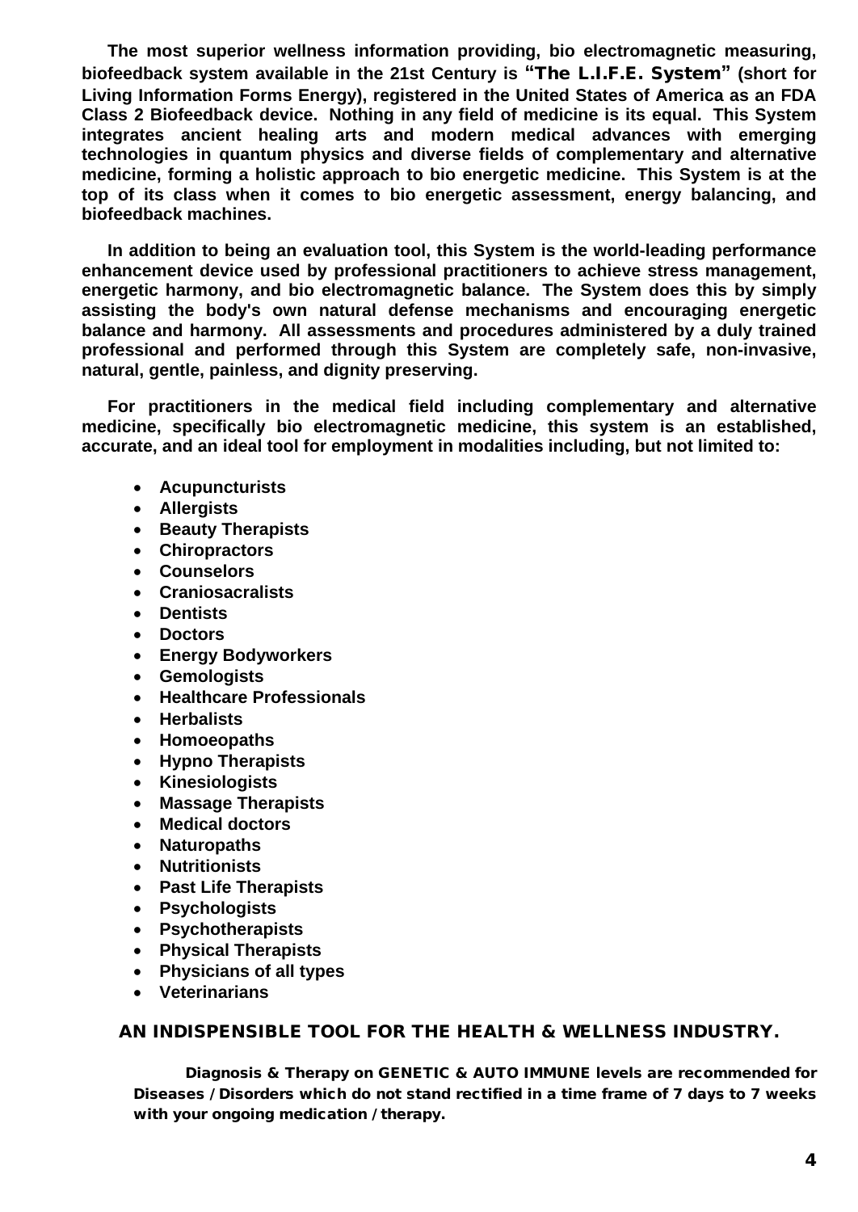**The most superior wellness information providing, bio electromagnetic measuring, biofeedback system available in the 21st Century is "The L.I.F.E. System" (short for Living Information Forms Energy), registered in the United States of America as an FDA Class 2 Biofeedback device. Nothing in any field of medicine is its equal. This System integrates ancient healing arts and modern medical advances with emerging technologies in quantum physics and diverse fields of complementary and alternative medicine, forming a holistic approach to bio energetic medicine. This System is at the top of its class when it comes to bio energetic assessment, energy balancing, and biofeedback machines.**

**In addition to being an evaluation tool, this System is the world-leading performance enhancement device used by professional practitioners to achieve stress management, energetic harmony, and bio electromagnetic balance. The System does this by simply assisting the body's own natural defense mechanisms and encouraging energetic balance and harmony. All assessments and procedures administered by a duly trained professional and performed through this System are completely safe, non-invasive, natural, gentle, painless, and dignity preserving.**

**For practitioners in the medical field including complementary and alternative medicine, specifically bio electromagnetic medicine, this system is an established, accurate, and an ideal tool for employment in modalities including, but not limited to:**

- **Acupuncturists**
- **Allergists**
- **Beauty Therapists**
- **Chiropractors**
- **Counselors**
- **Craniosacralists**
- **Dentists**
- **Doctors**
- **Energy Bodyworkers**
- **Gemologists**
- **Healthcare Professionals**
- **Herbalists**
- **Homoeopaths**
- **Hypno Therapists**
- **Kinesiologists**
- **Massage Therapists**
- **Medical doctors**
- **Naturopaths**
- **Nutritionists**
- **Past Life Therapists**
- **Psychologists**
- **Psychotherapists**
- **Physical Therapists**
- **Physicians of all types**
- **Veterinarians**

## AN INDISPENSIBLE TOOL FOR THE HEALTH & WELLNESS INDUSTRY.

**Diagnosis & Therapy on GENETIC & AUTO IMMUNE levels are recommended for Diseases / Disorders which do not stand rectified in a time frame of 7 days to 7 weeks with your ongoing medication / therapy.**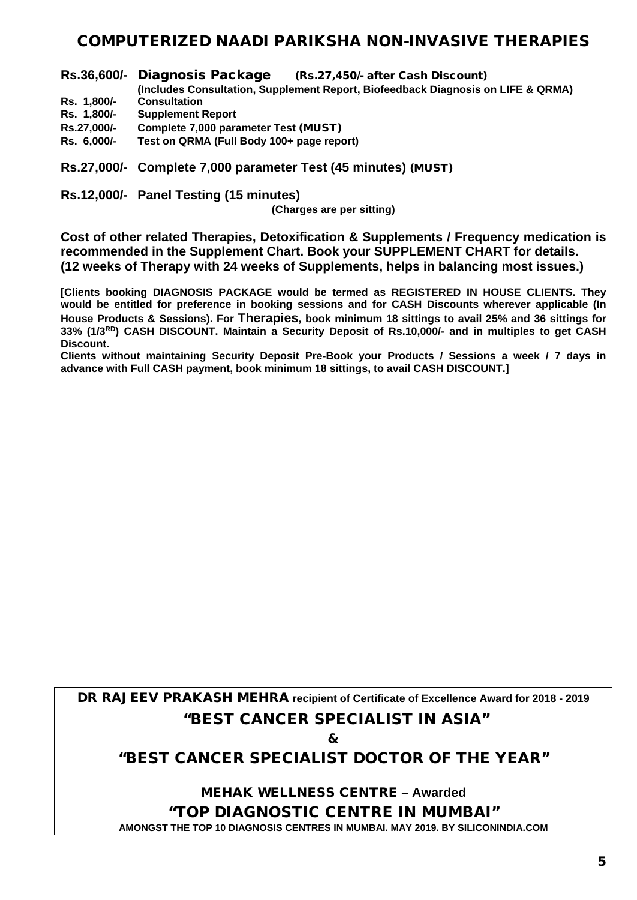# COMPUTERIZED NAADI PARIKSHA NON-INVASIVE THERAPIES

**Rs.36,600/- Diagnosis Package** (Rs.27,450/- after Cash Discount)
**(Includes Consultation, Supplement Report, Biofeedback Diagnosis on LIFE & QRMA)**

| | |
|---|---|
| **Rs. 1,800/-** | **Consultation** |
| **Rs. 1,800/-** | **Supplement Report** |
| **Rs.27,000/-** | **Complete 7,000 parameter Test (MUST)** |
| **Rs. 6,000/-** | **Test on QRMA (Full Body 100+ page report)** |

**Rs.27,000/- Complete 7,000 parameter Test (45 minutes) (MUST)**

**Rs.12,000/- Panel Testing (15 minutes)**

**(Charges are per sitting)**

**Cost of other related Therapies, Detoxification & Supplements / Frequency medication is recommended in the Supplement Chart. Book your SUPPLEMENT CHART for details. (12 weeks of Therapy with 24 weeks of Supplements, helps in balancing most issues.)**

**[Clients booking DIAGNOSIS PACKAGE would be termed as REGISTERED IN HOUSE CLIENTS. They would be entitled for preference in booking sessions and for CASH Discounts wherever applicable (In House Products & Sessions). For Therapies, book minimum 18 sittings to avail 25% and 36 sittings for 33% (1/3RD) CASH DISCOUNT. Maintain a Security Deposit of Rs.10,000/- and in multiples to get CASH Discount.**

**Clients without maintaining Security Deposit Pre-Book your Products / Sessions a week / 7 days in advance with Full CASH payment, book minimum 18 sittings, to avail CASH DISCOUNT.]**

**DR RAJEEV PRAKASH MEHRA recipient of Certificate of Excellence Award for 2018 - 2019**

**"BEST CANCER SPECIALIST IN ASIA"**

**&**

**"BEST CANCER SPECIALIST DOCTOR OF THE YEAR"**

**MEHAK WELLNESS CENTRE – Awarded**

**"TOP DIAGNOSTIC CENTRE IN MUMBAI"**

**AMONGST THE TOP 10 DIAGNOSIS CENTRES IN MUMBAI. MAY 2019. BY SILICONINDIA.COM**